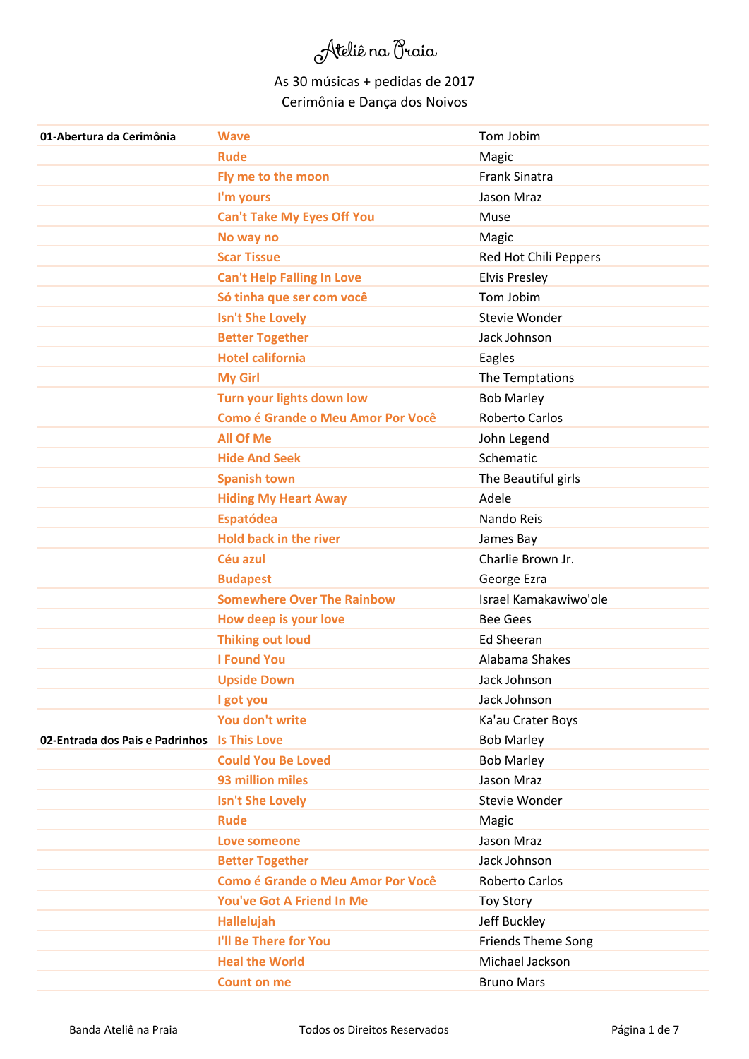# Ateliê na Praia

As 30 músicas + pedidas de 2017

Cerimônia e Dança dos Noivos

| | | |
|---|---|---|
| **01-Abertura da Cerimônia** | **Wave** | Tom Jobim |
| | **Rude** | Magic |
| | **Fly me to the moon** | Frank Sinatra |
| | **I'm yours** | Jason Mraz |
| | **Can't Take My Eyes Off You** | Muse |
| | **No way no** | Magic |
| | **Scar Tissue** | Red Hot Chili Peppers |
| | **Can't Help Falling In Love** | Elvis Presley |
| | **Só tinha que ser com você** | Tom Jobim |
| | **Isn't She Lovely** | Stevie Wonder |
| | **Better Together** | Jack Johnson |
| | **Hotel california** | Eagles |
| | **My Girl** | The Temptations |
| | **Turn your lights down low** | Bob Marley |
| | **Como é Grande o Meu Amor Por Você** | Roberto Carlos |
| | **All Of Me** | John Legend |
| | **Hide And Seek** | Schematic |
| | **Spanish town** | The Beautiful girls |
| | **Hiding My Heart Away** | Adele |
| | **Espatódea** | Nando Reis |
| | **Hold back in the river** | James Bay |
| | **Céu azul** | Charlie Brown Jr. |
| | **Budapest** | George Ezra |
| | **Somewhere Over The Rainbow** | Israel Kamakawiwo'ole |
| | **How deep is your love** | Bee Gees |
| | **Thiking out loud** | Ed Sheeran |
| | **I Found You** | Alabama Shakes |
| | **Upside Down** | Jack Johnson |
| | **I got you** | Jack Johnson |
| | **You don't write** | Ka'au Crater Boys |
| **02-Entrada dos Pais e Padrinhos** | **Is This Love** | Bob Marley |
| | **Could You Be Loved** | Bob Marley |
| | **93 million miles** | Jason Mraz |
| | **Isn't She Lovely** | Stevie Wonder |
| | **Rude** | Magic |
| | **Love someone** | Jason Mraz |
| | **Better Together** | Jack Johnson |
| | **Como é Grande o Meu Amor Por Você** | Roberto Carlos |
| | **You've Got A Friend In Me** | Toy Story |
| | **Hallelujah** | Jeff Buckley |
| | **I'll Be There for You** | Friends Theme Song |
| | **Heal the World** | Michael Jackson |
| | **Count on me** | Bruno Mars |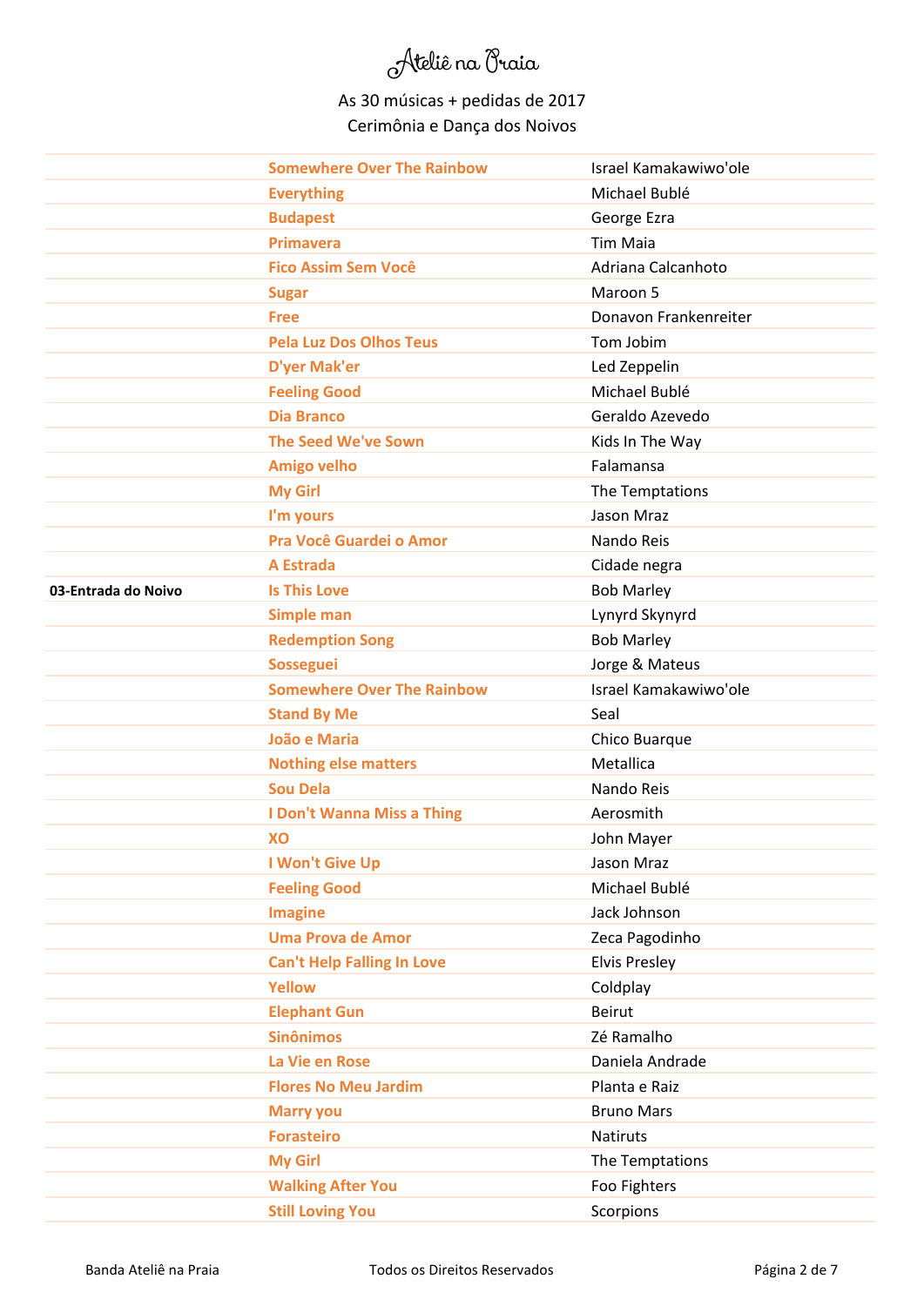# Ateliê na Praia

As 30 músicas + pedidas de 2017

Cerimônia e Dança dos Noivos

| | | |
|---|---|---|
| | **Somewhere Over The Rainbow** | Israel Kamakawiwo'ole |
| | **Everything** | Michael Bublé |
| | **Budapest** | George Ezra |
| | **Primavera** | Tim Maia |
| | **Fico Assim Sem Você** | Adriana Calcanhoto |
| | **Sugar** | Maroon 5 |
| | **Free** | Donavon Frankenreiter |
| | **Pela Luz Dos Olhos Teus** | Tom Jobim |
| | **D'yer Mak'er** | Led Zeppelin |
| | **Feeling Good** | Michael Bublé |
| | **Dia Branco** | Geraldo Azevedo |
| | **The Seed We've Sown** | Kids In The Way |
| | **Amigo velho** | Falamansa |
| | **My Girl** | The Temptations |
| | **I'm yours** | Jason Mraz |
| | **Pra Você Guardei o Amor** | Nando Reis |
| | **A Estrada** | Cidade negra |
| **03-Entrada do Noivo** | **Is This Love** | Bob Marley |
| | **Simple man** | Lynyrd Skynyrd |
| | **Redemption Song** | Bob Marley |
| | **Sosseguei** | Jorge & Mateus |
| | **Somewhere Over The Rainbow** | Israel Kamakawiwo'ole |
| | **Stand By Me** | Seal |
| | **João e Maria** | Chico Buarque |
| | **Nothing else matters** | Metallica |
| | **Sou Dela** | Nando Reis |
| | **I Don't Wanna Miss a Thing** | Aerosmith |
| | **XO** | John Mayer |
| | **I Won't Give Up** | Jason Mraz |
| | **Feeling Good** | Michael Bublé |
| | **Imagine** | Jack Johnson |
| | **Uma Prova de Amor** | Zeca Pagodinho |
| | **Can't Help Falling In Love** | Elvis Presley |
| | **Yellow** | Coldplay |
| | **Elephant Gun** | Beirut |
| | **Sinônimos** | Zé Ramalho |
| | **La Vie en Rose** | Daniela Andrade |
| | **Flores No Meu Jardim** | Planta e Raiz |
| | **Marry you** | Bruno Mars |
| | **Forasteiro** | Natiruts |
| | **My Girl** | The Temptations |
| | **Walking After You** | Foo Fighters |
| | **Still Loving You** | Scorpions |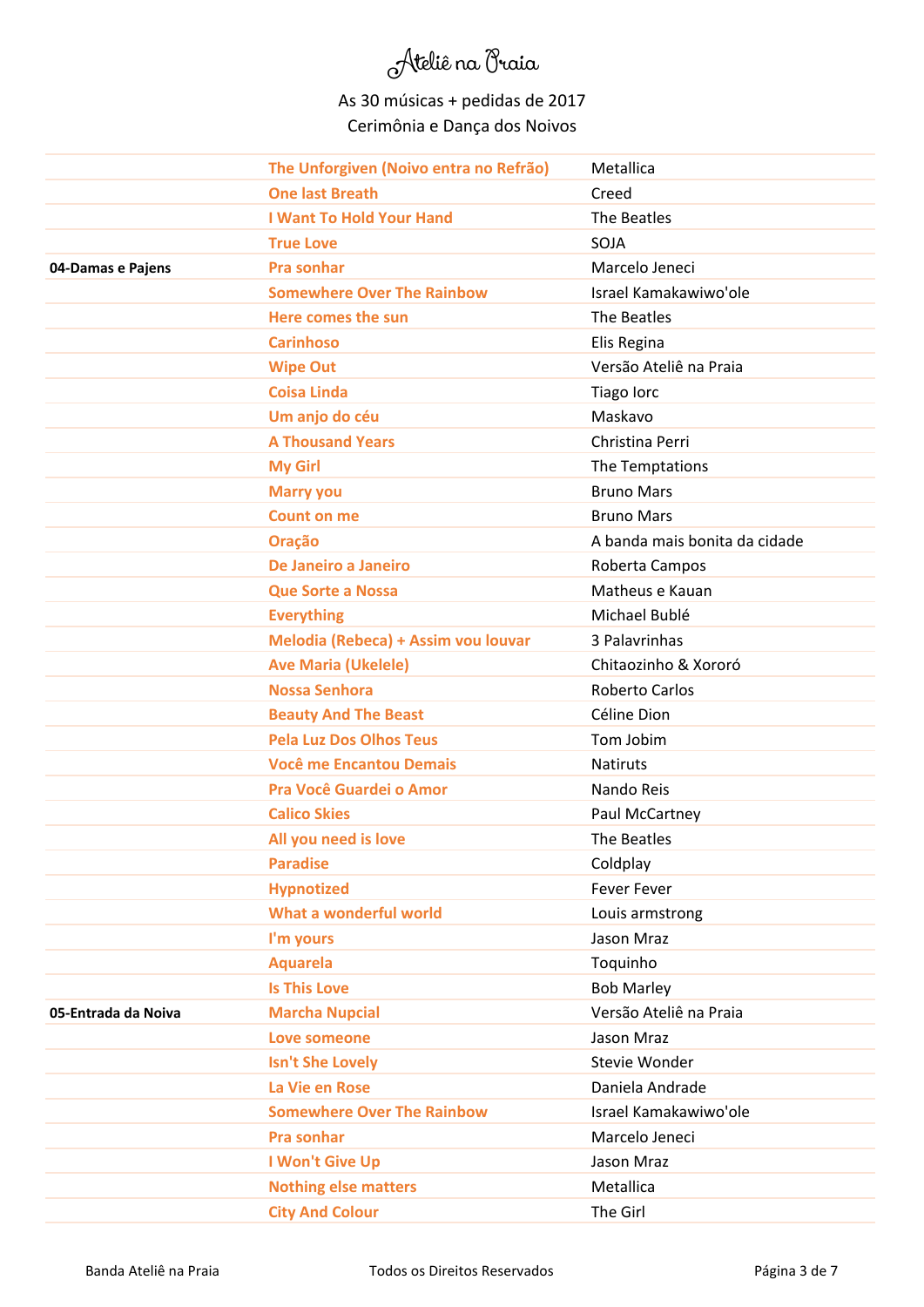# Ateliê na Praia

As 30 músicas + pedidas de 2017

Cerimônia e Dança dos Noivos

| | | |
|---|---|---|
| | **The Unforgiven (Noivo entra no Refrão)** | Metallica |
| | **One last Breath** | Creed |
| | **I Want To Hold Your Hand** | The Beatles |
| | **True Love** | SOJA |
| **04-Damas e Pajens** | **Pra sonhar** | Marcelo Jeneci |
| | **Somewhere Over The Rainbow** | Israel Kamakawiwo'ole |
| | **Here comes the sun** | The Beatles |
| | **Carinhoso** | Elis Regina |
| | **Wipe Out** | Versão Ateliê na Praia |
| | **Coisa Linda** | Tiago Iorc |
| | **Um anjo do céu** | Maskavo |
| | **A Thousand Years** | Christina Perri |
| | **My Girl** | The Temptations |
| | **Marry you** | Bruno Mars |
| | **Count on me** | Bruno Mars |
| | **Oração** | A banda mais bonita da cidade |
| | **De Janeiro a Janeiro** | Roberta Campos |
| | **Que Sorte a Nossa** | Matheus e Kauan |
| | **Everything** | Michael Bublé |
| | **Melodia (Rebeca) + Assim vou louvar** | 3 Palavrinhas |
| | **Ave Maria (Ukelele)** | Chitaozinho & Xororó |
| | **Nossa Senhora** | Roberto Carlos |
| | **Beauty And The Beast** | Céline Dion |
| | **Pela Luz Dos Olhos Teus** | Tom Jobim |
| | **Você me Encantou Demais** | Natiruts |
| | **Pra Você Guardei o Amor** | Nando Reis |
| | **Calico Skies** | Paul McCartney |
| | **All you need is love** | The Beatles |
| | **Paradise** | Coldplay |
| | **Hypnotized** | Fever Fever |
| | **What a wonderful world** | Louis armstrong |
| | **I'm yours** | Jason Mraz |
| | **Aquarela** | Toquinho |
| | **Is This Love** | Bob Marley |
| **05-Entrada da Noiva** | **Marcha Nupcial** | Versão Ateliê na Praia |
| | **Love someone** | Jason Mraz |
| | **Isn't She Lovely** | Stevie Wonder |
| | **La Vie en Rose** | Daniela Andrade |
| | **Somewhere Over The Rainbow** | Israel Kamakawiwo'ole |
| | **Pra sonhar** | Marcelo Jeneci |
| | **I Won't Give Up** | Jason Mraz |
| | **Nothing else matters** | Metallica |
| | **City And Colour** | The Girl |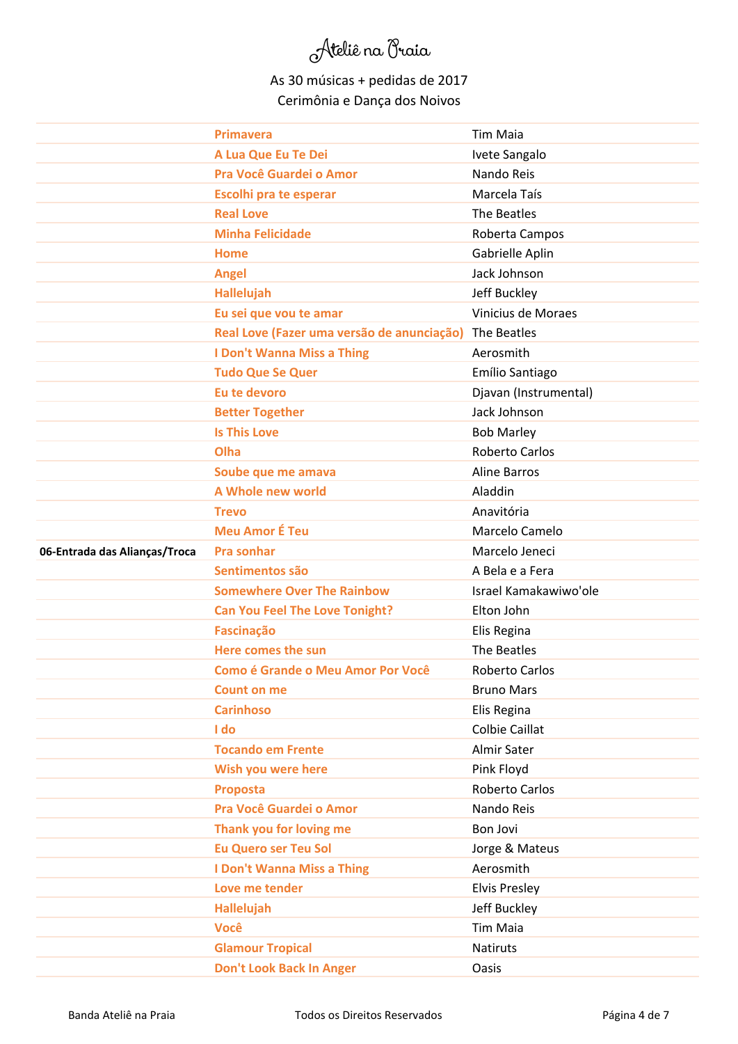# Ateliê na Praia

As 30 músicas + pedidas de 2017
Cerimônia e Dança dos Noivos

| | | |
|---|---|---|
| | **Primavera** | Tim Maia |
| | **A Lua Que Eu Te Dei** | Ivete Sangalo |
| | **Pra Você Guardei o Amor** | Nando Reis |
| | **Escolhi pra te esperar** | Marcela Taís |
| | **Real Love** | The Beatles |
| | **Minha Felicidade** | Roberta Campos |
| | **Home** | Gabrielle Aplin |
| | **Angel** | Jack Johnson |
| | **Hallelujah** | Jeff Buckley |
| | **Eu sei que vou te amar** | Vinicius de Moraes |
| | **Real Love (Fazer uma versão de anunciação)** | The Beatles |
| | **I Don't Wanna Miss a Thing** | Aerosmith |
| | **Tudo Que Se Quer** | Emílio Santiago |
| | **Eu te devoro** | Djavan (Instrumental) |
| | **Better Together** | Jack Johnson |
| | **Is This Love** | Bob Marley |
| | **Olha** | Roberto Carlos |
| | **Soube que me amava** | Aline Barros |
| | **A Whole new world** | Aladdin |
| | **Trevo** | Anavitória |
| | **Meu Amor É Teu** | Marcelo Camelo |
| **06-Entrada das Alianças/Troca** | **Pra sonhar** | Marcelo Jeneci |
| | **Sentimentos são** | A Bela e a Fera |
| | **Somewhere Over The Rainbow** | Israel Kamakawiwo'ole |
| | **Can You Feel The Love Tonight?** | Elton John |
| | **Fascinação** | Elis Regina |
| | **Here comes the sun** | The Beatles |
| | **Como é Grande o Meu Amor Por Você** | Roberto Carlos |
| | **Count on me** | Bruno Mars |
| | **Carinhoso** | Elis Regina |
| | **I do** | Colbie Caillat |
| | **Tocando em Frente** | Almir Sater |
| | **Wish you were here** | Pink Floyd |
| | **Proposta** | Roberto Carlos |
| | **Pra Você Guardei o Amor** | Nando Reis |
| | **Thank you for loving me** | Bon Jovi |
| | **Eu Quero ser Teu Sol** | Jorge & Mateus |
| | **I Don't Wanna Miss a Thing** | Aerosmith |
| | **Love me tender** | Elvis Presley |
| | **Hallelujah** | Jeff Buckley |
| | **Você** | Tim Maia |
| | **Glamour Tropical** | Natiruts |
| | **Don't Look Back In Anger** | Oasis |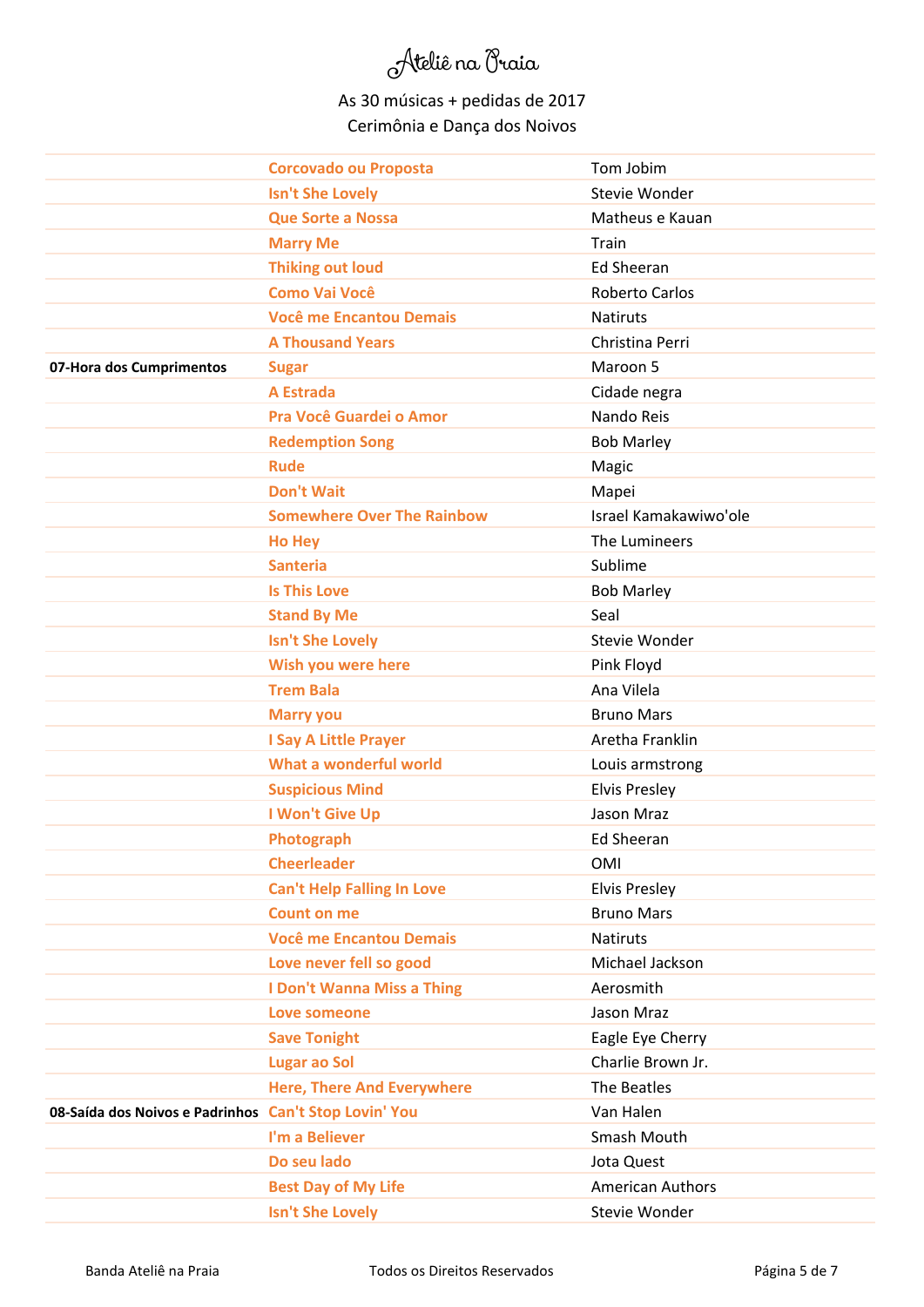# Ateliê na Praia

As 30 músicas + pedidas de 2017
Cerimônia e Dança dos Noivos

| | | |
|---|---|---|
| | **Corcovado ou Proposta** | Tom Jobim |
| | **Isn't She Lovely** | Stevie Wonder |
| | **Que Sorte a Nossa** | Matheus e Kauan |
| | **Marry Me** | Train |
| | **Thiking out loud** | Ed Sheeran |
| | **Como Vai Você** | Roberto Carlos |
| | **Você me Encantou Demais** | Natiruts |
| | **A Thousand Years** | Christina Perri |
| **07-Hora dos Cumprimentos** | **Sugar** | Maroon 5 |
| | **A Estrada** | Cidade negra |
| | **Pra Você Guardei o Amor** | Nando Reis |
| | **Redemption Song** | Bob Marley |
| | **Rude** | Magic |
| | **Don't Wait** | Mapei |
| | **Somewhere Over The Rainbow** | Israel Kamakawiwo'ole |
| | **Ho Hey** | The Lumineers |
| | **Santeria** | Sublime |
| | **Is This Love** | Bob Marley |
| | **Stand By Me** | Seal |
| | **Isn't She Lovely** | Stevie Wonder |
| | **Wish you were here** | Pink Floyd |
| | **Trem Bala** | Ana Vilela |
| | **Marry you** | Bruno Mars |
| | **I Say A Little Prayer** | Aretha Franklin |
| | **What a wonderful world** | Louis armstrong |
| | **Suspicious Mind** | Elvis Presley |
| | **I Won't Give Up** | Jason Mraz |
| | **Photograph** | Ed Sheeran |
| | **Cheerleader** | OMI |
| | **Can't Help Falling In Love** | Elvis Presley |
| | **Count on me** | Bruno Mars |
| | **Você me Encantou Demais** | Natiruts |
| | **Love never fell so good** | Michael Jackson |
| | **I Don't Wanna Miss a Thing** | Aerosmith |
| | **Love someone** | Jason Mraz |
| | **Save Tonight** | Eagle Eye Cherry |
| | **Lugar ao Sol** | Charlie Brown Jr. |
| | **Here, There And Everywhere** | The Beatles |
| **08-Saída dos Noivos e Padrinhos** | **Can't Stop Lovin' You** | Van Halen |
| | **I'm a Believer** | Smash Mouth |
| | **Do seu lado** | Jota Quest |
| | **Best Day of My Life** | American Authors |
| | **Isn't She Lovely** | Stevie Wonder |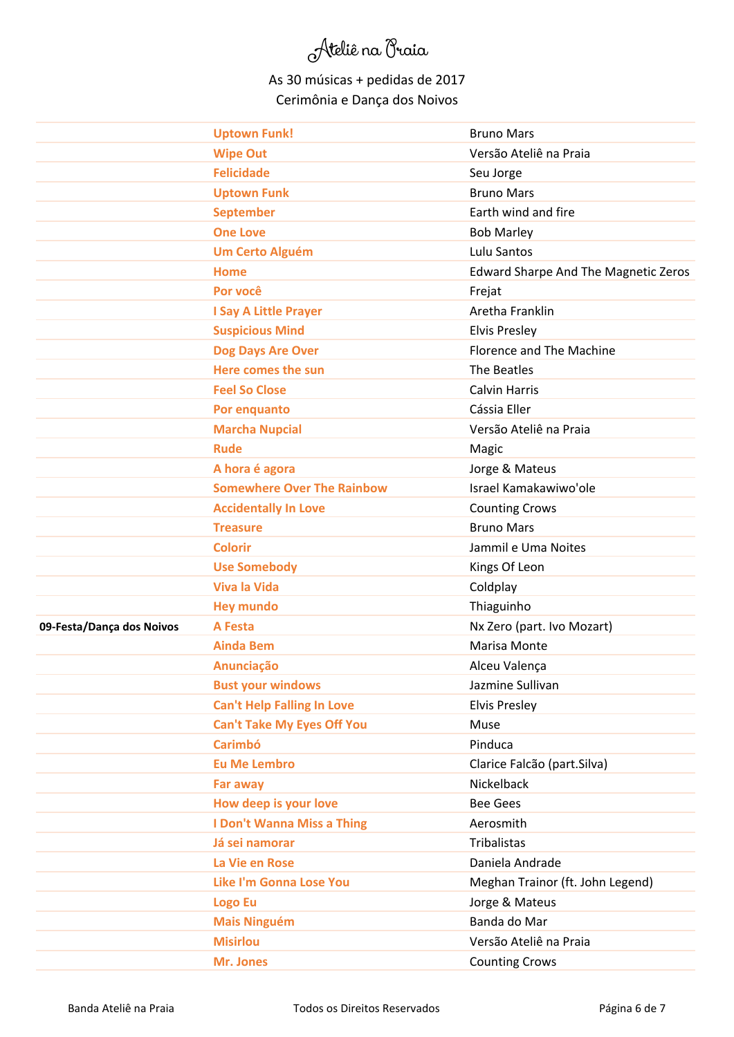# Ateliê na Praia

As 30 músicas + pedidas de 2017
Cerimônia e Dança dos Noivos

| | | |
|---|---|---|
| | **Uptown Funk!** | Bruno Mars |
| | **Wipe Out** | Versão Ateliê na Praia |
| | **Felicidade** | Seu Jorge |
| | **Uptown Funk** | Bruno Mars |
| | **September** | Earth wind and fire |
| | **One Love** | Bob Marley |
| | **Um Certo Alguém** | Lulu Santos |
| | **Home** | Edward Sharpe And The Magnetic Zeros |
| | **Por você** | Frejat |
| | **I Say A Little Prayer** | Aretha Franklin |
| | **Suspicious Mind** | Elvis Presley |
| | **Dog Days Are Over** | Florence and The Machine |
| | **Here comes the sun** | The Beatles |
| | **Feel So Close** | Calvin Harris |
| | **Por enquanto** | Cássia Eller |
| | **Marcha Nupcial** | Versão Ateliê na Praia |
| | **Rude** | Magic |
| | **A hora é agora** | Jorge & Mateus |
| | **Somewhere Over The Rainbow** | Israel Kamakawiwo'ole |
| | **Accidentally In Love** | Counting Crows |
| | **Treasure** | Bruno Mars |
| | **Colorir** | Jammil e Uma Noites |
| | **Use Somebody** | Kings Of Leon |
| | **Viva la Vida** | Coldplay |
| | **Hey mundo** | Thiaguinho |
| **09-Festa/Dança dos Noivos** | **A Festa** | Nx Zero (part. Ivo Mozart) |
| | **Ainda Bem** | Marisa Monte |
| | **Anunciação** | Alceu Valença |
| | **Bust your windows** | Jazmine Sullivan |
| | **Can't Help Falling In Love** | Elvis Presley |
| | **Can't Take My Eyes Off You** | Muse |
| | **Carimbó** | Pinduca |
| | **Eu Me Lembro** | Clarice Falcão (part.Silva) |
| | **Far away** | Nickelback |
| | **How deep is your love** | Bee Gees |
| | **I Don't Wanna Miss a Thing** | Aerosmith |
| | **Já sei namorar** | Tribalistas |
| | **La Vie en Rose** | Daniela Andrade |
| | **Like I'm Gonna Lose You** | Meghan Trainor (ft. John Legend) |
| | **Logo Eu** | Jorge & Mateus |
| | **Mais Ninguém** | Banda do Mar |
| | **Misirlou** | Versão Ateliê na Praia |
| | **Mr. Jones** | Counting Crows |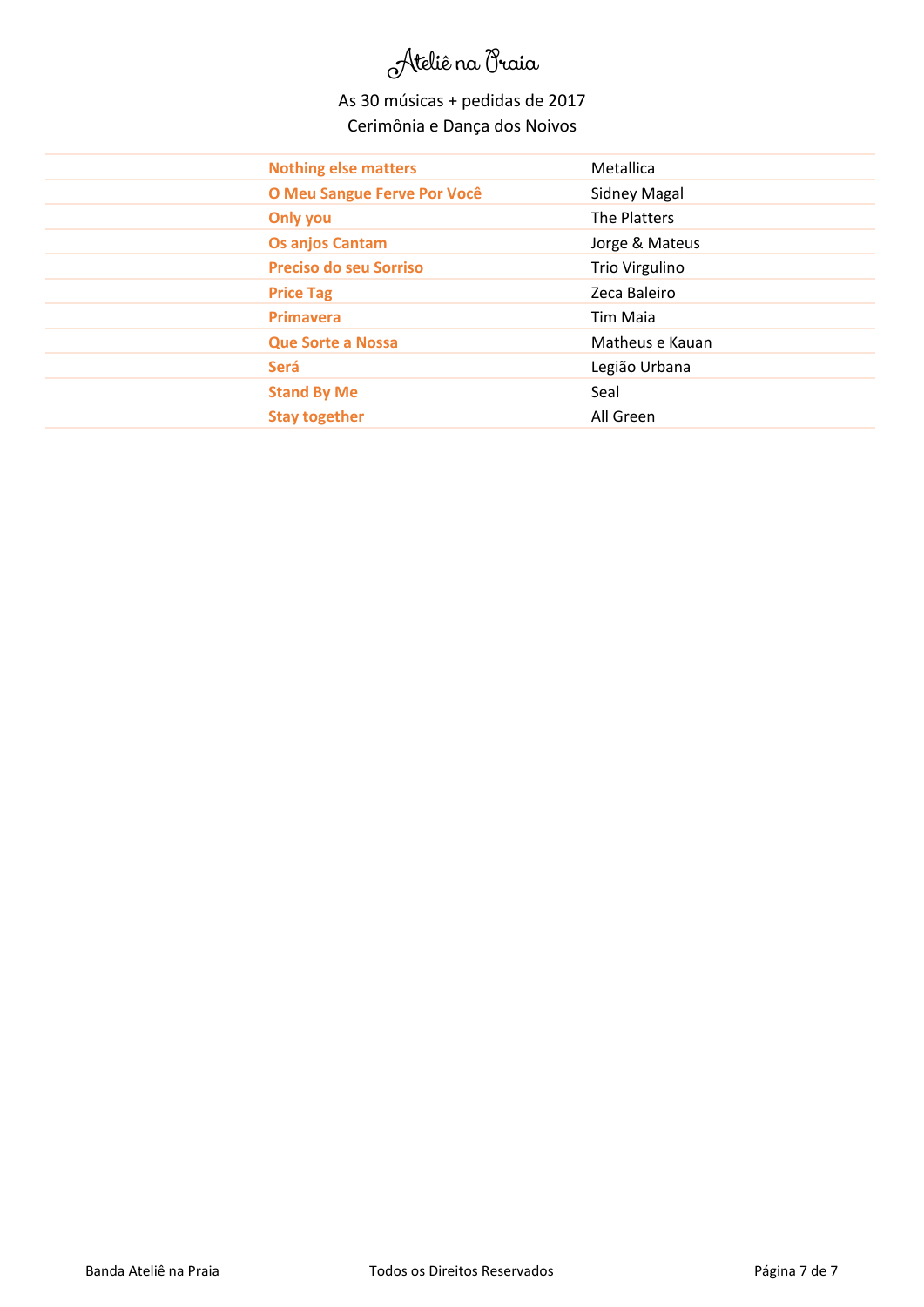# Ateliê na Praia

As 30 músicas + pedidas de 2017
Cerimônia e Dança dos Noivos

| | | |
|---|---|---|
| | **Nothing else matters** | Metallica |
| | **O Meu Sangue Ferve Por Você** | Sidney Magal |
| | **Only you** | The Platters |
| | **Os anjos Cantam** | Jorge & Mateus |
| | **Preciso do seu Sorriso** | Trio Virgulino |
| | **Price Tag** | Zeca Baleiro |
| | **Primavera** | Tim Maia |
| | **Que Sorte a Nossa** | Matheus e Kauan |
| | **Será** | Legião Urbana |
| | **Stand By Me** | Seal |
| | **Stay together** | All Green |